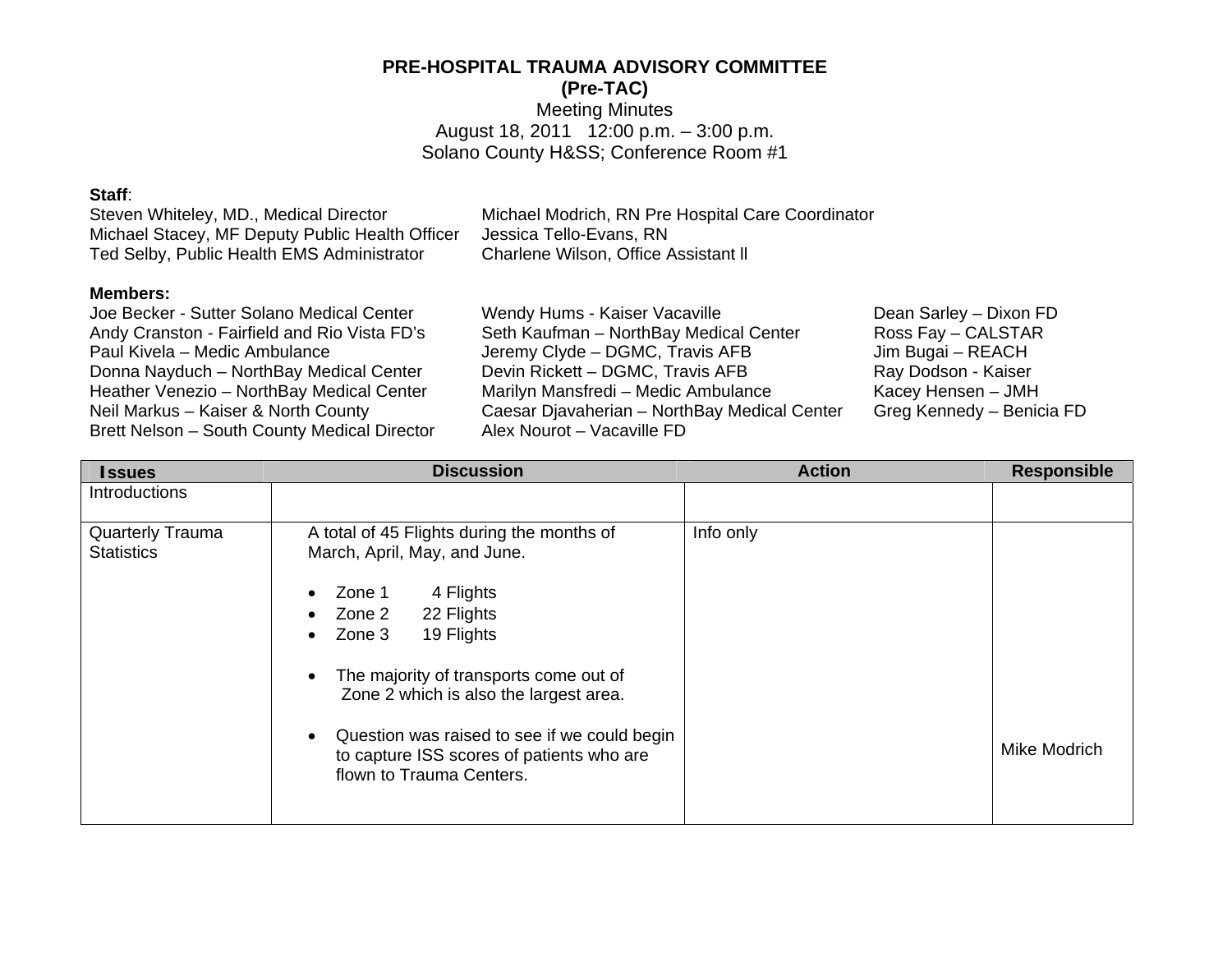# PRE-HOSPITAL TRAUMA ADVISORY COMMITTEE
## (Pre-TAC)

Meeting Minutes
August 18, 2011 12:00 p.m. – 3:00 p.m.
Solano County H&SS; Conference Room #1

**Staff**:

Steven Whiteley, MD., Medical Director
Michael Stacey, MF Deputy Public Health Officer
Ted Selby, Public Health EMS Administrator
Michael Modrich, RN Pre Hospital Care Coordinator
Jessica Tello-Evans, RN
Charlene Wilson, Office Assistant ll

**Members:**

Joe Becker - Sutter Solano Medical Center
Andy Cranston - Fairfield and Rio Vista FD's
Paul Kivela – Medic Ambulance
Donna Nayduch – NorthBay Medical Center
Heather Venezio – NorthBay Medical Center
Neil Markus – Kaiser & North County
Brett Nelson – South County Medical Director
Wendy Hums - Kaiser Vacaville
Seth Kaufman – NorthBay Medical Center
Jeremy Clyde – DGMC, Travis AFB
Devin Rickett – DGMC, Travis AFB
Marilyn Mansfredi – Medic Ambulance
Caesar Djavaherian – NorthBay Medical Center
Alex Nourot – Vacaville FD
Dean Sarley – Dixon FD
Ross Fay – CALSTAR
Jim Bugai – REACH
Ray Dodson - Kaiser
Kacey Hensen – JMH
Greg Kennedy – Benicia FD

| Issues | Discussion | Action | Responsible |
|---|---|---|---|
| Introductions | | | |
| Quarterly Trauma Statistics | A total of 45 Flights during the months of March, April, May, and June.<br><br>• Zone 1 4 Flights<br>• Zone 2 22 Flights<br>• Zone 3 19 Flights<br><br>• The majority of transports come out of Zone 2 which is also the largest area.<br><br>• Question was raised to see if we could begin to capture ISS scores of patients who are flown to Trauma Centers. | Info only | Mike Modrich |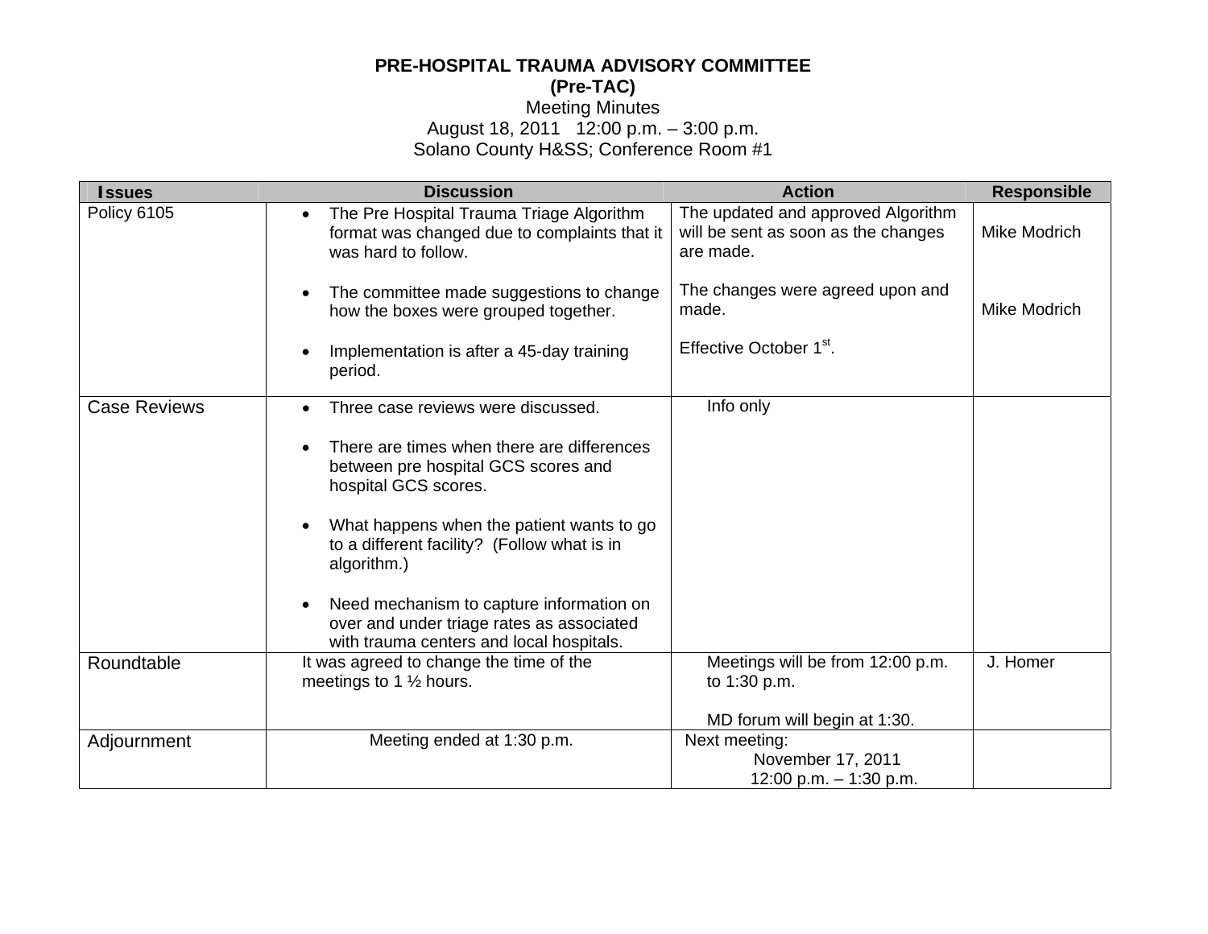**PRE-HOSPITAL TRAUMA ADVISORY COMMITTEE**
**(Pre-TAC)**
Meeting Minutes
August 18, 2011 12:00 p.m. – 3:00 p.m.
Solano County H&SS; Conference Room #1

| Issues | Discussion | Action | Responsible |
|---|---|---|---|
| Policy 6105 | • The Pre Hospital Trauma Triage Algorithm format was changed due to complaints that it was hard to follow.<br><br>• The committee made suggestions to change how the boxes were grouped together.<br><br>• Implementation is after a 45-day training period. | The updated and approved Algorithm will be sent as soon as the changes are made.<br><br>The changes were agreed upon and made.<br><br>Effective October 1st. | Mike Modrich<br><br>Mike Modrich |
| Case Reviews | • Three case reviews were discussed.<br><br>• There are times when there are differences between pre hospital GCS scores and hospital GCS scores.<br><br>• What happens when the patient wants to go to a different facility? (Follow what is in algorithm.)<br><br>• Need mechanism to capture information on over and under triage rates as associated with trauma centers and local hospitals. | Info only | |
| Roundtable | It was agreed to change the time of the meetings to 1 ½ hours. | Meetings will be from 12:00 p.m. to 1:30 p.m.<br><br>MD forum will begin at 1:30. | J. Homer |
| Adjournment | Meeting ended at 1:30 p.m. | Next meeting:<br>November 17, 2011<br>12:00 p.m. – 1:30 p.m. | |